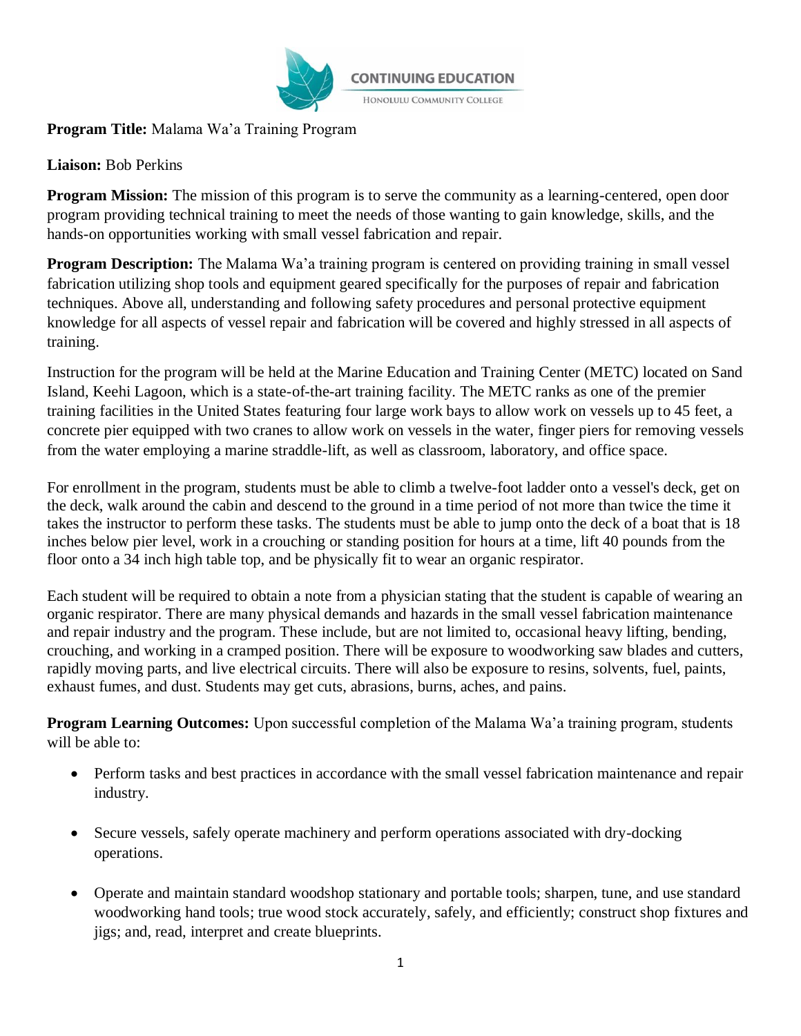CONTINUING EDUCATION

HONOLULU COMMUNITY COLLEGE

**Program Title:** Malama Wa'a Training Program

**Liaison:** Bob Perkins

**Program Mission:** The mission of this program is to serve the community as a learning-centered, open door program providing technical training to meet the needs of those wanting to gain knowledge, skills, and the hands-on opportunities working with small vessel fabrication and repair.

**Program Description:** The Malama Wa'a training program is centered on providing training in small vessel fabrication utilizing shop tools and equipment geared specifically for the purposes of repair and fabrication techniques. Above all, understanding and following safety procedures and personal protective equipment knowledge for all aspects of vessel repair and fabrication will be covered and highly stressed in all aspects of training.

Instruction for the program will be held at the Marine Education and Training Center (METC) located on Sand Island, Keehi Lagoon, which is a state-of-the-art training facility. The METC ranks as one of the premier training facilities in the United States featuring four large work bays to allow work on vessels up to 45 feet, a concrete pier equipped with two cranes to allow work on vessels in the water, finger piers for removing vessels from the water employing a marine straddle-lift, as well as classroom, laboratory, and office space.

For enrollment in the program, students must be able to climb a twelve-foot ladder onto a vessel's deck, get on the deck, walk around the cabin and descend to the ground in a time period of not more than twice the time it takes the instructor to perform these tasks. The students must be able to jump onto the deck of a boat that is 18 inches below pier level, work in a crouching or standing position for hours at a time, lift 40 pounds from the floor onto a 34 inch high table top, and be physically fit to wear an organic respirator.

Each student will be required to obtain a note from a physician stating that the student is capable of wearing an organic respirator. There are many physical demands and hazards in the small vessel fabrication maintenance and repair industry and the program. These include, but are not limited to, occasional heavy lifting, bending, crouching, and working in a cramped position. There will be exposure to woodworking saw blades and cutters, rapidly moving parts, and live electrical circuits. There will also be exposure to resins, solvents, fuel, paints, exhaust fumes, and dust. Students may get cuts, abrasions, burns, aches, and pains.

**Program Learning Outcomes:** Upon successful completion of the Malama Wa'a training program, students will be able to:

- Perform tasks and best practices in accordance with the small vessel fabrication maintenance and repair industry.
- Secure vessels, safely operate machinery and perform operations associated with dry-docking operations.
- Operate and maintain standard woodshop stationary and portable tools; sharpen, tune, and use standard woodworking hand tools; true wood stock accurately, safely, and efficiently; construct shop fixtures and jigs; and, read, interpret and create blueprints.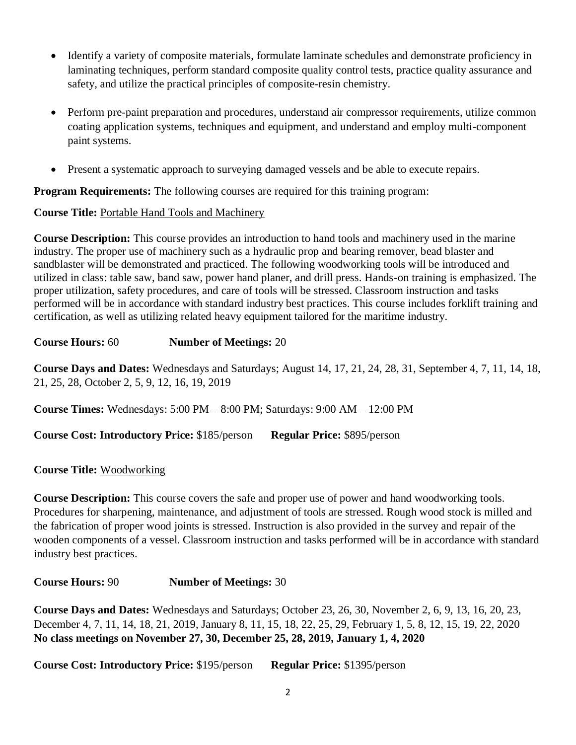- Identify a variety of composite materials, formulate laminate schedules and demonstrate proficiency in laminating techniques, perform standard composite quality control tests, practice quality assurance and safety, and utilize the practical principles of composite-resin chemistry.

- Perform pre-paint preparation and procedures, understand air compressor requirements, utilize common coating application systems, techniques and equipment, and understand and employ multi-component paint systems.

- Present a systematic approach to surveying damaged vessels and be able to execute repairs.

**Program Requirements:** The following courses are required for this training program:

**Course Title:** Portable Hand Tools and Machinery

**Course Description:** This course provides an introduction to hand tools and machinery used in the marine industry. The proper use of machinery such as a hydraulic prop and bearing remover, bead blaster and sandblaster will be demonstrated and practiced. The following woodworking tools will be introduced and utilized in class: table saw, band saw, power hand planer, and drill press. Hands-on training is emphasized. The proper utilization, safety procedures, and care of tools will be stressed. Classroom instruction and tasks performed will be in accordance with standard industry best practices. This course includes forklift training and certification, as well as utilizing related heavy equipment tailored for the maritime industry.

**Course Hours:** 60 **Number of Meetings:** 20

**Course Days and Dates:** Wednesdays and Saturdays; August 14, 17, 21, 24, 28, 31, September 4, 7, 11, 14, 18, 21, 25, 28, October 2, 5, 9, 12, 16, 19, 2019

**Course Times:** Wednesdays: 5:00 PM – 8:00 PM; Saturdays: 9:00 AM – 12:00 PM

**Course Cost: Introductory Price:** $185/person **Regular Price:** $895/person

**Course Title:** Woodworking

**Course Description:** This course covers the safe and proper use of power and hand woodworking tools. Procedures for sharpening, maintenance, and adjustment of tools are stressed. Rough wood stock is milled and the fabrication of proper wood joints is stressed. Instruction is also provided in the survey and repair of the wooden components of a vessel. Classroom instruction and tasks performed will be in accordance with standard industry best practices.

**Course Hours:** 90 **Number of Meetings:** 30

**Course Days and Dates:** Wednesdays and Saturdays; October 23, 26, 30, November 2, 6, 9, 13, 16, 20, 23, December 4, 7, 11, 14, 18, 21, 2019, January 8, 11, 15, 18, 22, 25, 29, February 1, 5, 8, 12, 15, 19, 22, 2020
**No class meetings on November 27, 30, December 25, 28, 2019, January 1, 4, 2020**

**Course Cost: Introductory Price:** $195/person **Regular Price:** $1395/person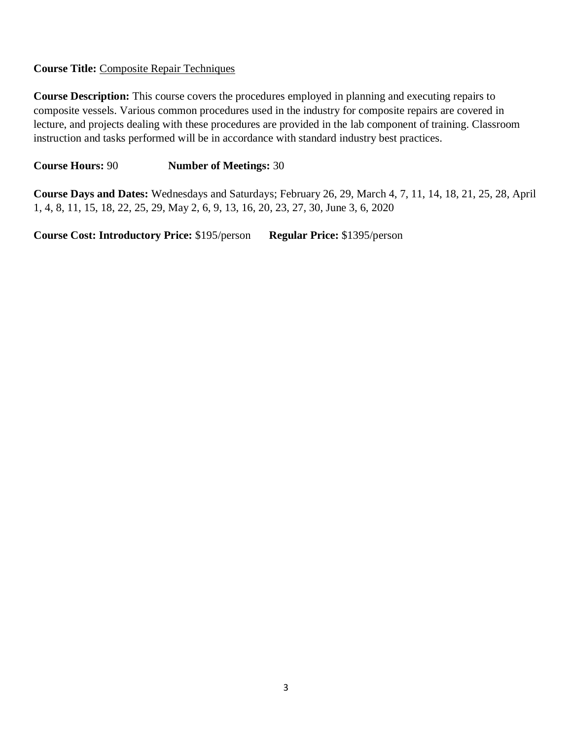**Course Title:** Composite Repair Techniques

**Course Description:** This course covers the procedures employed in planning and executing repairs to composite vessels. Various common procedures used in the industry for composite repairs are covered in lecture, and projects dealing with these procedures are provided in the lab component of training. Classroom instruction and tasks performed will be in accordance with standard industry best practices.

**Course Hours:** 90 **Number of Meetings:** 30

**Course Days and Dates:** Wednesdays and Saturdays; February 26, 29, March 4, 7, 11, 14, 18, 21, 25, 28, April 1, 4, 8, 11, 15, 18, 22, 25, 29, May 2, 6, 9, 13, 16, 20, 23, 27, 30, June 3, 6, 2020

**Course Cost: Introductory Price:** $195/person **Regular Price:** $1395/person